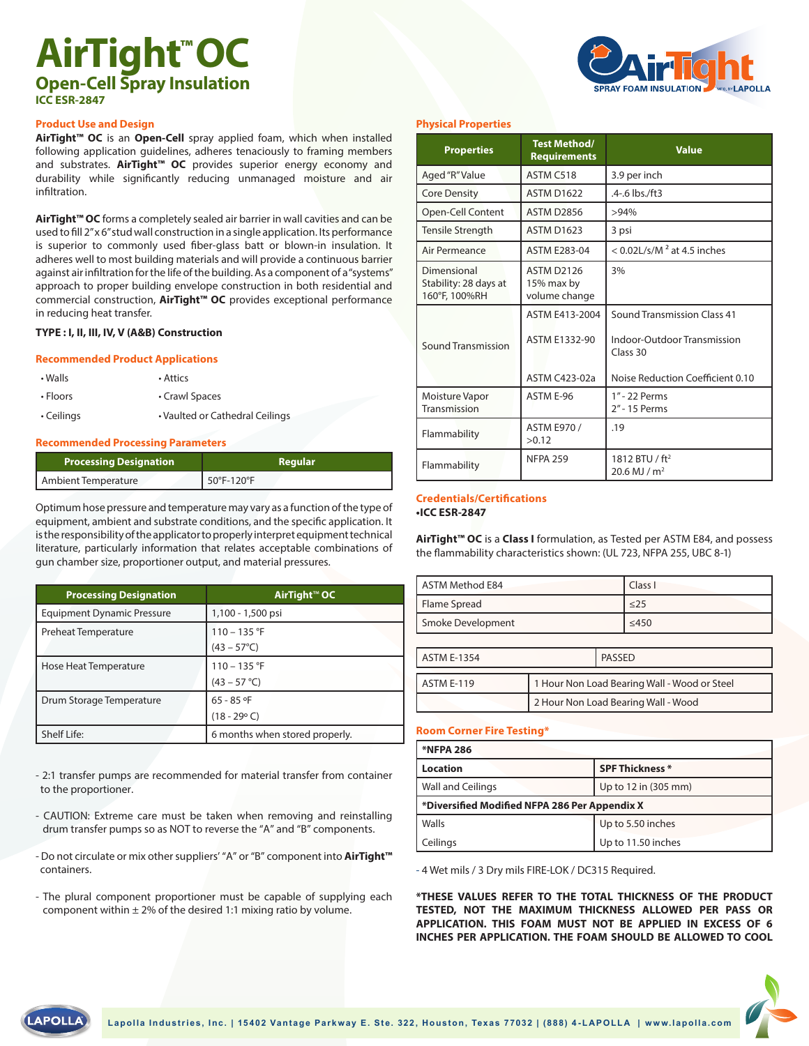# AirTight™ OC

## Open-Cell Spray Insulation

**ICC ESR-2847**

### Product Use and Design

**AirTight™ OC** is an **Open-Cell** spray applied foam, which when installed following application guidelines, adheres tenaciously to framing members and substrates. **AirTight™ OC** provides superior energy economy and durability while significantly reducing unmanaged moisture and air infiltration.

**AirTight™ OC** forms a completely sealed air barrier in wall cavities and can be used to fill 2"x 6" stud wall construction in a single application. Its performance is superior to commonly used fiber-glass batt or blown-in insulation. It adheres well to most building materials and will provide a continuous barrier against air infiltration for the life of the building. As a component of a "systems" approach to proper building envelope construction in both residential and commercial construction, **AirTight™ OC** provides exceptional performance in reducing heat transfer.

**TYPE : I, II, III, IV, V (A&B) Construction**

### Recommended Product Applications

- Walls
- Attics
- Floors
- Crawl Spaces
- Ceilings
- Vaulted or Cathedral Ceilings

### Recommended Processing Parameters

| Processing Designation | Regular |
|---|---|
| Ambient Temperature | 50°F-120°F |

Optimum hose pressure and temperature may vary as a function of the type of equipment, ambient and substrate conditions, and the specific application. It is the responsibility of the applicator to properly interpret equipment technical literature, particularly information that relates acceptable combinations of gun chamber size, proportioner output, and material pressures.

| Processing Designation | AirTight™ OC |
|---|---|
| Equipment Dynamic Pressure | 1,100 - 1,500 psi |
| Preheat Temperature | 110 – 135 °F (43 – 57°C) |
| Hose Heat Temperature | 110 – 135 °F (43 – 57 °C) |
| Drum Storage Temperature | 65 - 85 ºF (18 - 29º C) |
| Shelf Life: | 6 months when stored properly. |

- 2:1 transfer pumps are recommended for material transfer from container to the proportioner.

- CAUTION: Extreme care must be taken when removing and reinstalling drum transfer pumps so as NOT to reverse the "A" and "B" components.

- Do not circulate or mix other suppliers' "A" or "B" component into **AirTight™** containers.

- The plural component proportioner must be capable of supplying each component within ± 2% of the desired 1:1 mixing ratio by volume.

### Physical Properties

| Properties | Test Method/ Requirements | Value |
|---|---|---|
| Aged "R" Value | ASTM C518 | 3.9 per inch |
| Core Density | ASTM D1622 | .4-.6 lbs./ft3 |
| Open-Cell Content | ASTM D2856 | >94% |
| Tensile Strength | ASTM D1623 | 3 psi |
| Air Permeance | ASTM E283-04 | < 0.02L/s/M $^2$ at 4.5 inches |
| Dimensional Stability: 28 days at 160°F, 100%RH | ASTM D2126 15% max by volume change | 3% |
| Sound Transmission | ASTM E413-2004 | Sound Transmission Class 41 |
| | ASTM E1332-90 | Indoor-Outdoor Transmission Class 30 |
| | ASTM C423-02a | Noise Reduction Coefficient 0.10 |
| Moisture Vapor Transmission | ASTM E-96 | 1" - 22 Perms<br>2" - 15 Perms |
| Flammability | ASTM E970 / >0.12 | .19 |
| Flammability | NFPA 259 | 1812 BTU / ft$^2$<br>20.6 MJ / m$^2$ |

### Credentials/Certifications

**•ICC ESR-2847**

**AirTight™ OC** is a **Class I** formulation, as Tested per ASTM E84, and possess the flammability characteristics shown: (UL 723, NFPA 255, UBC 8-1)

| ASTM Method E84 | Class I |
|---|---|
| Flame Spread | ≤25 |
| Smoke Development | ≤450 |

| ASTM E-1354 | PASSED |
|---|---|

| ASTM E-119 | 1 Hour Non Load Bearing Wall - Wood or Steel |
|---|---|
| | 2 Hour Non Load Bearing Wall - Wood |

### Room Corner Fire Testing*

| *NFPA 286 | |
|---|---|
| **Location** | **SPF Thickness \*** |
| Wall and Ceilings | Up to 12 in (305 mm) |
| ***Diversified Modified NFPA 286 Per Appendix X** | |
| Walls | Up to 5.50 inches |
| Ceilings | Up to 11.50 inches |

- 4 Wet mils / 3 Dry mils FIRE-LOK / DC315 Required.

***THESE VALUES REFER TO THE TOTAL THICKNESS OF THE PRODUCT TESTED, NOT THE MAXIMUM THICKNESS ALLOWED PER PASS OR APPLICATION. THIS FOAM MUST NOT BE APPLIED IN EXCESS OF 6 INCHES PER APPLICATION. THE FOAM SHOULD BE ALLOWED TO COOL**

Lapolla Industries, Inc. | 15402 Vantage Parkway E. Ste. 322, Houston, Texas 77032 | (888) 4-LAPOLLA | www.lapolla.com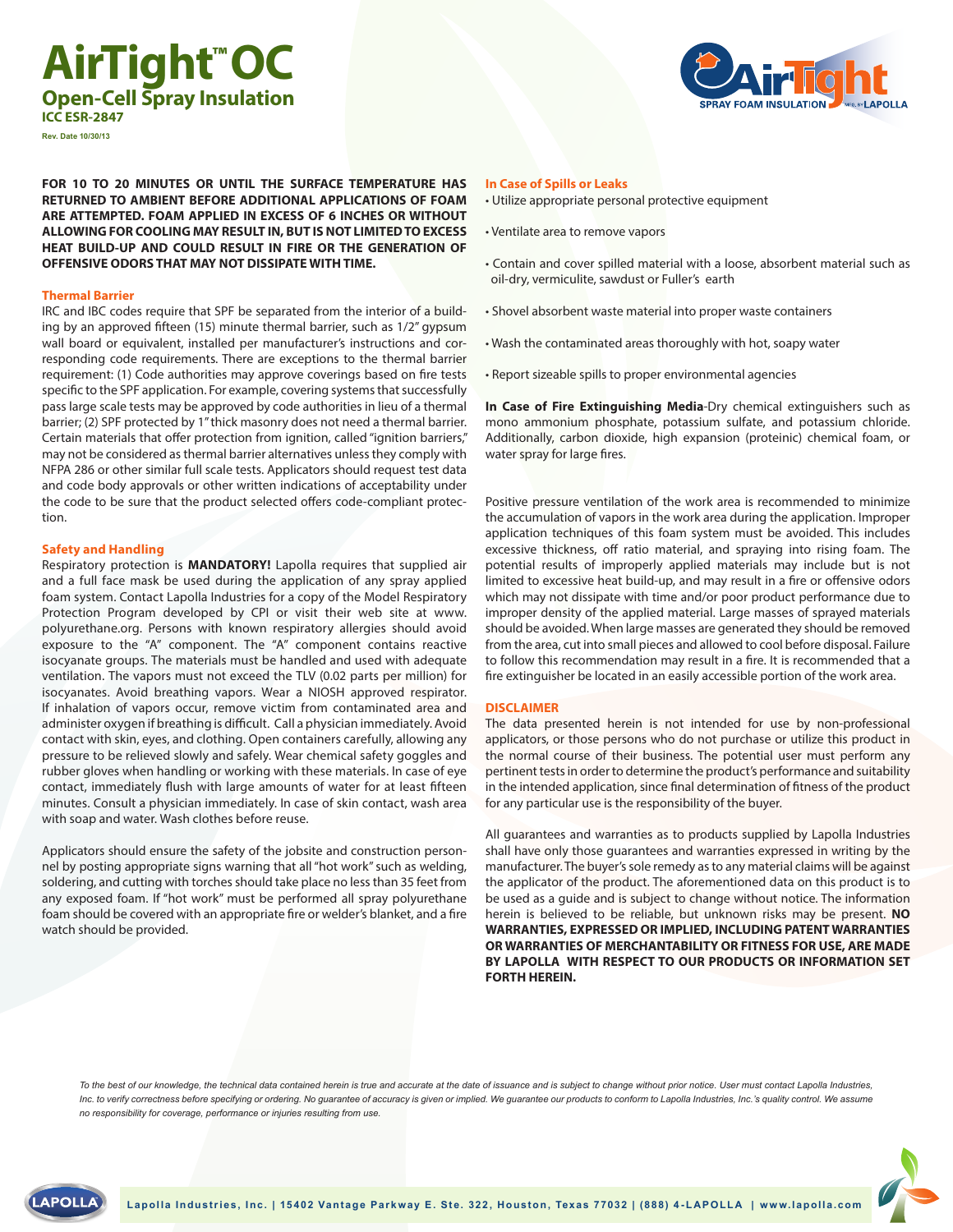**FOR 10 TO 20 MINUTES OR UNTIL THE SURFACE TEMPERATURE HAS RETURNED TO AMBIENT BEFORE ADDITIONAL APPLICATIONS OF FOAM ARE ATTEMPTED. FOAM APPLIED IN EXCESS OF 6 INCHES OR WITHOUT ALLOWING FOR COOLING MAY RESULT IN, BUT IS NOT LIMITED TO EXCESS HEAT BUILD-UP AND COULD RESULT IN FIRE OR THE GENERATION OF OFFENSIVE ODORS THAT MAY NOT DISSIPATE WITH TIME.**

## Thermal Barrier

IRC and IBC codes require that SPF be separated from the interior of a building by an approved fifteen (15) minute thermal barrier, such as 1/2" gypsum wall board or equivalent, installed per manufacturer's instructions and corresponding code requirements. There are exceptions to the thermal barrier requirement: (1) Code authorities may approve coverings based on fire tests specific to the SPF application. For example, covering systems that successfully pass large scale tests may be approved by code authorities in lieu of a thermal barrier; (2) SPF protected by 1" thick masonry does not need a thermal barrier. Certain materials that offer protection from ignition, called "ignition barriers," may not be considered as thermal barrier alternatives unless they comply with NFPA 286 or other similar full scale tests. Applicators should request test data and code body approvals or other written indications of acceptability under the code to be sure that the product selected offers code-compliant protection.

## Safety and Handling

Respiratory protection is **MANDATORY!** Lapolla requires that supplied air and a full face mask be used during the application of any spray applied foam system. Contact Lapolla Industries for a copy of the Model Respiratory Protection Program developed by CPI or visit their web site at www.polyurethane.org. Persons with known respiratory allergies should avoid exposure to the "A" component. The "A" component contains reactive isocyanate groups. The materials must be handled and used with adequate ventilation. The vapors must not exceed the TLV (0.02 parts per million) for isocyanates. Avoid breathing vapors. Wear a NIOSH approved respirator. If inhalation of vapors occur, remove victim from contaminated area and administer oxygen if breathing is difficult. Call a physician immediately. Avoid contact with skin, eyes, and clothing. Open containers carefully, allowing any pressure to be relieved slowly and safely. Wear chemical safety goggles and rubber gloves when handling or working with these materials. In case of eye contact, immediately flush with large amounts of water for at least fifteen minutes. Consult a physician immediately. In case of skin contact, wash area with soap and water. Wash clothes before reuse.

Applicators should ensure the safety of the jobsite and construction personnel by posting appropriate signs warning that all "hot work" such as welding, soldering, and cutting with torches should take place no less than 35 feet from any exposed foam. If "hot work" must be performed all spray polyurethane foam should be covered with an appropriate fire or welder's blanket, and a fire watch should be provided.

## In Case of Spills or Leaks

- Utilize appropriate personal protective equipment
- Ventilate area to remove vapors
- Contain and cover spilled material with a loose, absorbent material such as oil-dry, vermiculite, sawdust or Fuller's earth
- Shovel absorbent waste material into proper waste containers
- Wash the contaminated areas thoroughly with hot, soapy water
- Report sizeable spills to proper environmental agencies

**In Case of Fire Extinguishing Media**-Dry chemical extinguishers such as mono ammonium phosphate, potassium sulfate, and potassium chloride. Additionally, carbon dioxide, high expansion (proteinic) chemical foam, or water spray for large fires.

Positive pressure ventilation of the work area is recommended to minimize the accumulation of vapors in the work area during the application. Improper application techniques of this foam system must be avoided. This includes excessive thickness, off ratio material, and spraying into rising foam. The potential results of improperly applied materials may include but is not limited to excessive heat build-up, and may result in a fire or offensive odors which may not dissipate with time and/or poor product performance due to improper density of the applied material. Large masses of sprayed materials should be avoided. When large masses are generated they should be removed from the area, cut into small pieces and allowed to cool before disposal. Failure to follow this recommendation may result in a fire. It is recommended that a fire extinguisher be located in an easily accessible portion of the work area.

## DISCLAIMER

The data presented herein is not intended for use by non-professional applicators, or those persons who do not purchase or utilize this product in the normal course of their business. The potential user must perform any pertinent tests in order to determine the product's performance and suitability in the intended application, since final determination of fitness of the product for any particular use is the responsibility of the buyer.

All guarantees and warranties as to products supplied by Lapolla Industries shall have only those guarantees and warranties expressed in writing by the manufacturer. The buyer's sole remedy as to any material claims will be against the applicator of the product. The aforementioned data on this product is to be used as a guide and is subject to change without notice. The information herein is believed to be reliable, but unknown risks may be present. **NO WARRANTIES, EXPRESSED OR IMPLIED, INCLUDING PATENT WARRANTIES OR WARRANTIES OF MERCHANTABILITY OR FITNESS FOR USE, ARE MADE BY LAPOLLA WITH RESPECT TO OUR PRODUCTS OR INFORMATION SET FORTH HEREIN.**

*To the best of our knowledge, the technical data contained herein is true and accurate at the date of issuance and is subject to change without prior notice. User must contact Lapolla Industries, Inc. to verify correctness before specifying or ordering. No guarantee of accuracy is given or implied. We guarantee our products to conform to Lapolla Industries, Inc.'s quality control. We assume no responsibility for coverage, performance or injuries resulting from use.*

Lapolla Industries, Inc. | 15402 Vantage Parkway E. Ste. 322, Houston, Texas 77032 | (888) 4-LAPOLLA | www.lapolla.com